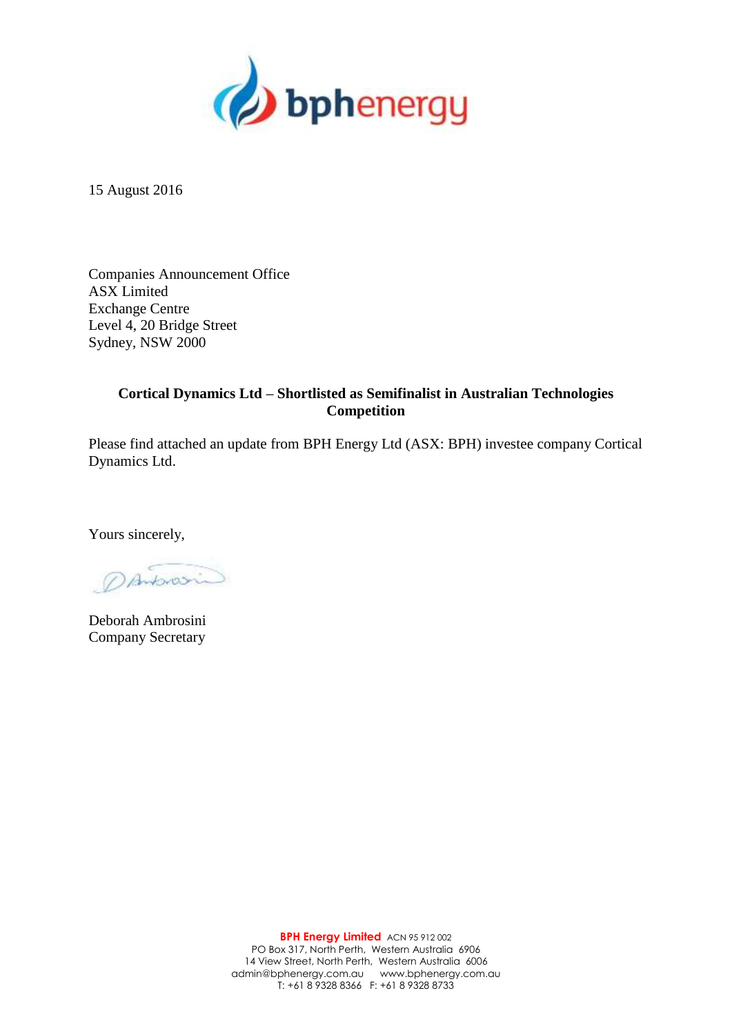15 August 2016

Companies Announcement Office
ASX Limited
Exchange Centre
Level 4, 20 Bridge Street
Sydney, NSW 2000

**Cortical Dynamics Ltd – Shortlisted as Semifinalist in Australian Technologies Competition**

Please find attached an update from BPH Energy Ltd (ASX: BPH) investee company Cortical Dynamics Ltd.

Yours sincerely,

Deborah Ambrosini
Company Secretary

**BPH Energy Limited** ACN 95 912 002
PO Box 317, North Perth, Western Australia 6906
14 View Street, North Perth, Western Australia 6006
admin@bphenergy.com.au www.bphenergy.com.au
T: +61 8 9328 8366 F: +61 8 9328 8733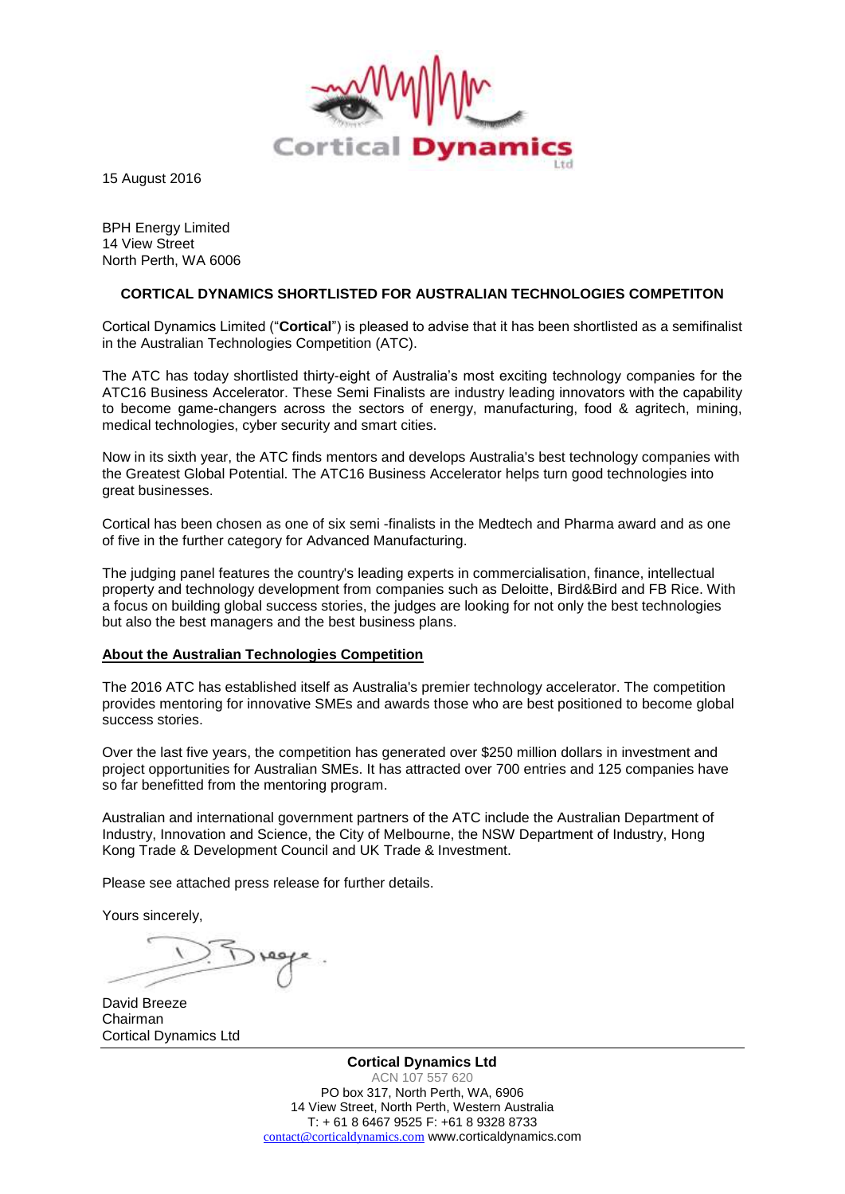15 August 2016

BPH Energy Limited
14 View Street
North Perth, WA 6006

**CORTICAL DYNAMICS SHORTLISTED FOR AUSTRALIAN TECHNOLOGIES COMPETITON**

Cortical Dynamics Limited ("**Cortical**") is pleased to advise that it has been shortlisted as a semifinalist in the Australian Technologies Competition (ATC).

The ATC has today shortlisted thirty-eight of Australia's most exciting technology companies for the ATC16 Business Accelerator. These Semi Finalists are industry leading innovators with the capability to become game-changers across the sectors of energy, manufacturing, food & agritech, mining, medical technologies, cyber security and smart cities.

Now in its sixth year, the ATC finds mentors and develops Australia's best technology companies with the Greatest Global Potential. The ATC16 Business Accelerator helps turn good technologies into great businesses.

Cortical has been chosen as one of six semi -finalists in the Medtech and Pharma award and as one of five in the further category for Advanced Manufacturing.

The judging panel features the country's leading experts in commercialisation, finance, intellectual property and technology development from companies such as Deloitte, Bird&Bird and FB Rice. With a focus on building global success stories, the judges are looking for not only the best technologies but also the best managers and the best business plans.

**About the Australian Technologies Competition**

The 2016 ATC has established itself as Australia's premier technology accelerator. The competition provides mentoring for innovative SMEs and awards those who are best positioned to become global success stories.

Over the last five years, the competition has generated over $250 million dollars in investment and project opportunities for Australian SMEs. It has attracted over 700 entries and 125 companies have so far benefitted from the mentoring program.

Australian and international government partners of the ATC include the Australian Department of Industry, Innovation and Science, the City of Melbourne, the NSW Department of Industry, Hong Kong Trade & Development Council and UK Trade & Investment.

Please see attached press release for further details.

Yours sincerely,

David Breeze
Chairman
Cortical Dynamics Ltd

**Cortical Dynamics Ltd**
ACN 107 557 620
PO box 317, North Perth, WA, 6906
14 View Street, North Perth, Western Australia
T: + 61 8 6467 9525 F: +61 8 9328 8733
contact@corticaldynamics.com www.corticaldynamics.com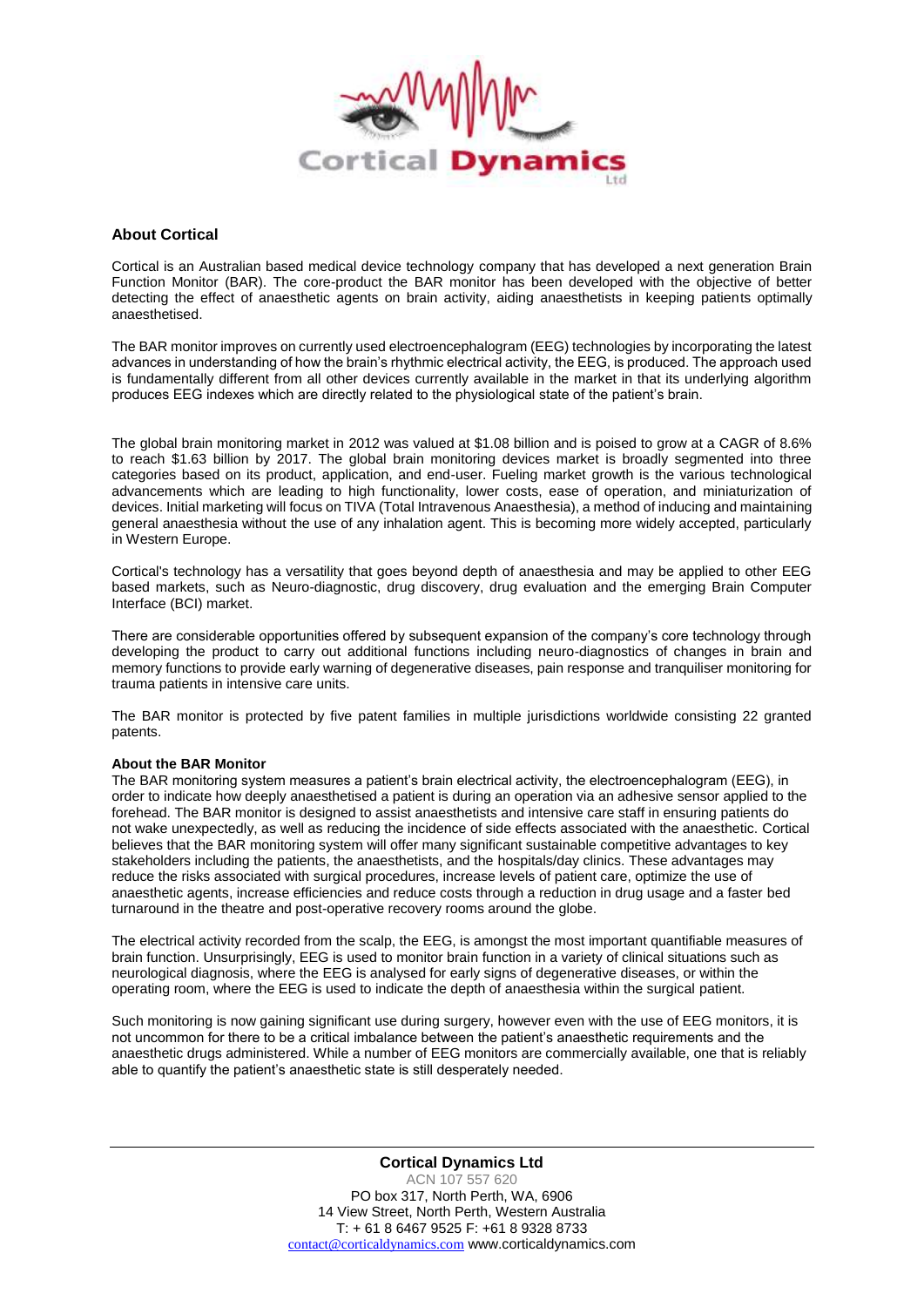## About Cortical

Cortical is an Australian based medical device technology company that has developed a next generation Brain Function Monitor (BAR). The core-product the BAR monitor has been developed with the objective of better detecting the effect of anaesthetic agents on brain activity, aiding anaesthetists in keeping patients optimally anaesthetised.

The BAR monitor improves on currently used electroencephalogram (EEG) technologies by incorporating the latest advances in understanding of how the brain's rhythmic electrical activity, the EEG, is produced. The approach used is fundamentally different from all other devices currently available in the market in that its underlying algorithm produces EEG indexes which are directly related to the physiological state of the patient's brain.

The global brain monitoring market in 2012 was valued at $1.08 billion and is poised to grow at a CAGR of 8.6% to reach $1.63 billion by 2017. The global brain monitoring devices market is broadly segmented into three categories based on its product, application, and end-user. Fueling market growth is the various technological advancements which are leading to high functionality, lower costs, ease of operation, and miniaturization of devices. Initial marketing will focus on TIVA (Total Intravenous Anaesthesia), a method of inducing and maintaining general anaesthesia without the use of any inhalation agent. This is becoming more widely accepted, particularly in Western Europe.

Cortical's technology has a versatility that goes beyond depth of anaesthesia and may be applied to other EEG based markets, such as Neuro-diagnostic, drug discovery, drug evaluation and the emerging Brain Computer Interface (BCI) market.

There are considerable opportunities offered by subsequent expansion of the company's core technology through developing the product to carry out additional functions including neuro-diagnostics of changes in brain and memory functions to provide early warning of degenerative diseases, pain response and tranquiliser monitoring for trauma patients in intensive care units.

The BAR monitor is protected by five patent families in multiple jurisdictions worldwide consisting 22 granted patents.

**About the BAR Monitor**

The BAR monitoring system measures a patient's brain electrical activity, the electroencephalogram (EEG), in order to indicate how deeply anaesthetised a patient is during an operation via an adhesive sensor applied to the forehead. The BAR monitor is designed to assist anaesthetists and intensive care staff in ensuring patients do not wake unexpectedly, as well as reducing the incidence of side effects associated with the anaesthetic. Cortical believes that the BAR monitoring system will offer many significant sustainable competitive advantages to key stakeholders including the patients, the anaesthetists, and the hospitals/day clinics. These advantages may reduce the risks associated with surgical procedures, increase levels of patient care, optimize the use of anaesthetic agents, increase efficiencies and reduce costs through a reduction in drug usage and a faster bed turnaround in the theatre and post-operative recovery rooms around the globe.

The electrical activity recorded from the scalp, the EEG, is amongst the most important quantifiable measures of brain function. Unsurprisingly, EEG is used to monitor brain function in a variety of clinical situations such as neurological diagnosis, where the EEG is analysed for early signs of degenerative diseases, or within the operating room, where the EEG is used to indicate the depth of anaesthesia within the surgical patient.

Such monitoring is now gaining significant use during surgery, however even with the use of EEG monitors, it is not uncommon for there to be a critical imbalance between the patient's anaesthetic requirements and the anaesthetic drugs administered. While a number of EEG monitors are commercially available, one that is reliably able to quantify the patient's anaesthetic state is still desperately needed.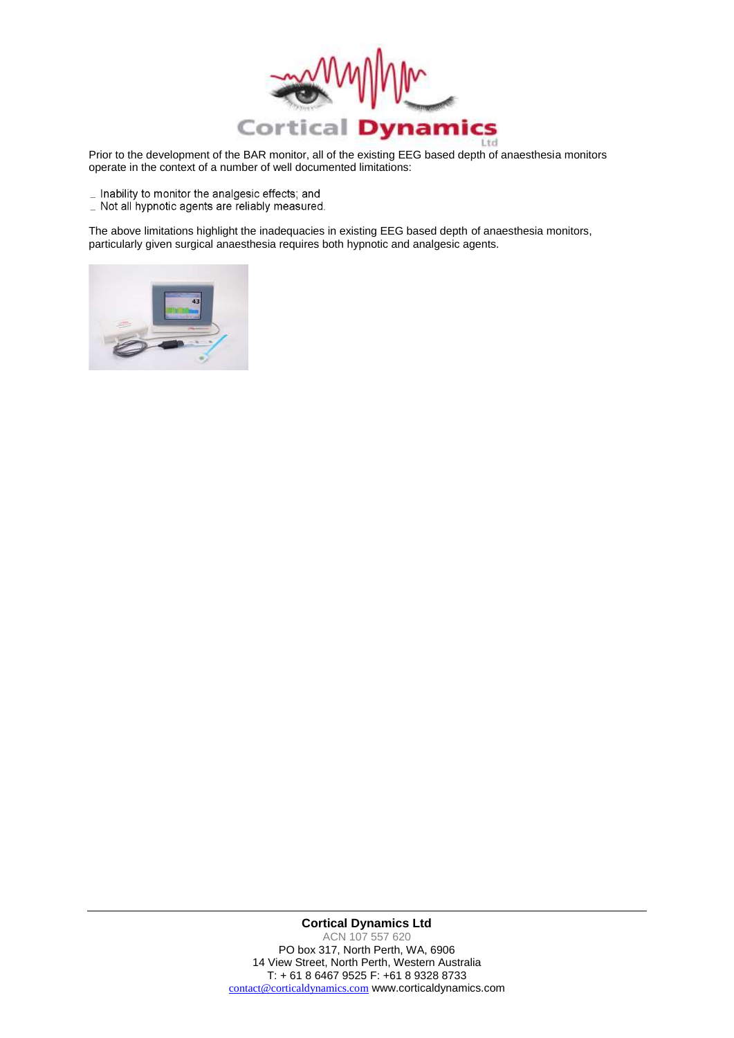Prior to the development of the BAR monitor, all of the existing EEG based depth of anaesthesia monitors operate in the context of a number of well documented limitations:

- Inability to monitor the analgesic effects; and
- Not all hypnotic agents are reliably measured.

The above limitations highlight the inadequacies in existing EEG based depth of anaesthesia monitors, particularly given surgical anaesthesia requires both hypnotic and analgesic agents.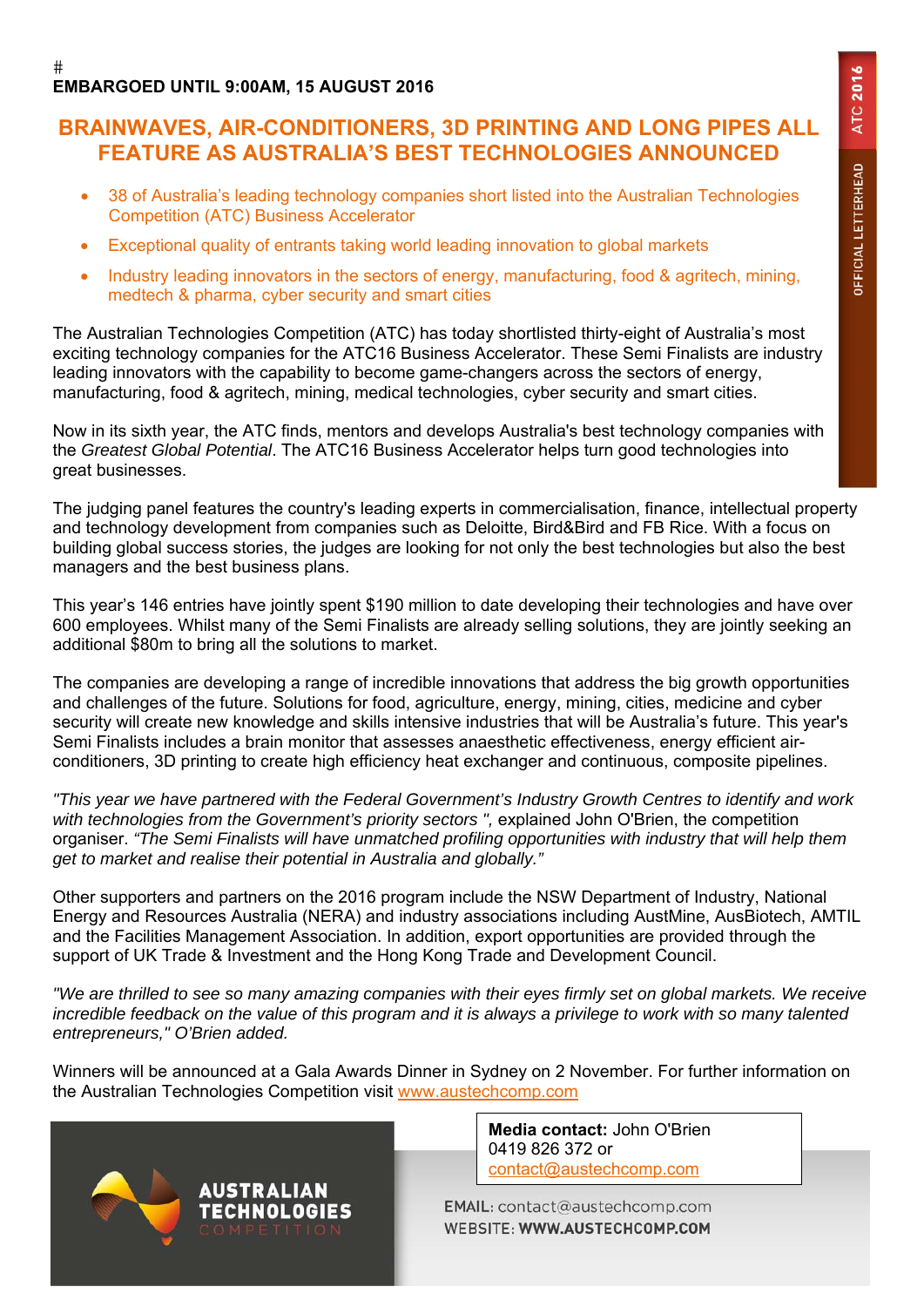#

**EMBARGOED UNTIL 9:00AM, 15 AUGUST 2016**

# BRAINWAVES, AIR-CONDITIONERS, 3D PRINTING AND LONG PIPES ALL FEATURE AS AUSTRALIA'S BEST TECHNOLOGIES ANNOUNCED

- 38 of Australia's leading technology companies short listed into the Australian Technologies Competition (ATC) Business Accelerator
- Exceptional quality of entrants taking world leading innovation to global markets
- Industry leading innovators in the sectors of energy, manufacturing, food & agritech, mining, medtech & pharma, cyber security and smart cities

The Australian Technologies Competition (ATC) has today shortlisted thirty-eight of Australia's most exciting technology companies for the ATC16 Business Accelerator. These Semi Finalists are industry leading innovators with the capability to become game-changers across the sectors of energy, manufacturing, food & agritech, mining, medical technologies, cyber security and smart cities.

Now in its sixth year, the ATC finds, mentors and develops Australia's best technology companies with the *Greatest Global Potential*. The ATC16 Business Accelerator helps turn good technologies into great businesses.

The judging panel features the country's leading experts in commercialisation, finance, intellectual property and technology development from companies such as Deloitte, Bird&Bird and FB Rice. With a focus on building global success stories, the judges are looking for not only the best technologies but also the best managers and the best business plans.

This year's 146 entries have jointly spent $190 million to date developing their technologies and have over 600 employees. Whilst many of the Semi Finalists are already selling solutions, they are jointly seeking an additional $80m to bring all the solutions to market.

The companies are developing a range of incredible innovations that address the big growth opportunities and challenges of the future. Solutions for food, agriculture, energy, mining, cities, medicine and cyber security will create new knowledge and skills intensive industries that will be Australia's future. This year's Semi Finalists includes a brain monitor that assesses anaesthetic effectiveness, energy efficient air-conditioners, 3D printing to create high efficiency heat exchanger and continuous, composite pipelines.

*"This year we have partnered with the Federal Government's Industry Growth Centres to identify and work with technologies from the Government's priority sectors ",* explained John O'Brien, the competition organiser. *"The Semi Finalists will have unmatched profiling opportunities with industry that will help them get to market and realise their potential in Australia and globally."*

Other supporters and partners on the 2016 program include the NSW Department of Industry, National Energy and Resources Australia (NERA) and industry associations including AustMine, AusBiotech, AMTIL and the Facilities Management Association. In addition, export opportunities are provided through the support of UK Trade & Investment and the Hong Kong Trade and Development Council.

*"We are thrilled to see so many amazing companies with their eyes firmly set on global markets. We receive incredible feedback on the value of this program and it is always a privilege to work with so many talented entrepreneurs," O'Brien added.*

Winners will be announced at a Gala Awards Dinner in Sydney on 2 November. For further information on the Australian Technologies Competition visit www.austechcomp.com

**Media contact:** John O'Brien
0419 826 372 or
contact@austechcomp.com

AUSTRALIAN TECHNOLOGIES COMPETITION

EMAIL: contact@austechcomp.com
WEBSITE: **WWW.AUSTECHCOMP.COM**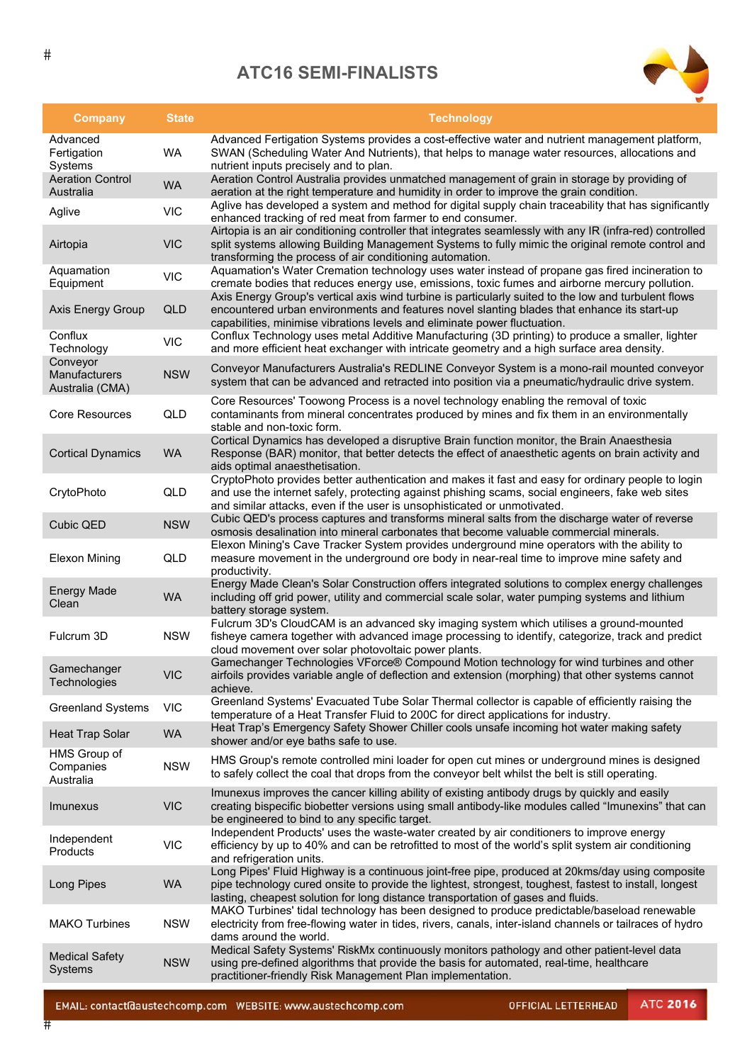# ATC16 SEMI-FINALISTS

| Company | State | Technology |
|---|---|---|
| Advanced Fertigation Systems | WA | Advanced Fertigation Systems provides a cost-effective water and nutrient management platform, SWAN (Scheduling Water And Nutrients), that helps to manage water resources, allocations and nutrient inputs precisely and to plan. |
| Aeration Control Australia | WA | Aeration Control Australia provides unmatched management of grain in storage by providing of aeration at the right temperature and humidity in order to improve the grain condition. |
| Aglive | VIC | Aglive has developed a system and method for digital supply chain traceability that has significantly enhanced tracking of red meat from farmer to end consumer. |
| Airtopia | VIC | Airtopia is an air conditioning controller that integrates seamlessly with any IR (infra-red) controlled split systems allowing Building Management Systems to fully mimic the original remote control and transforming the process of air conditioning automation. |
| Aquamation Equipment | VIC | Aquamation's Water Cremation technology uses water instead of propane gas fired incineration to cremate bodies that reduces energy use, emissions, toxic fumes and airborne mercury pollution. |
| Axis Energy Group | QLD | Axis Energy Group's vertical axis wind turbine is particularly suited to the low and turbulent flows encountered urban environments and features novel slanting blades that enhance its start-up capabilities, minimise vibrations levels and eliminate power fluctuation. |
| Conflux Technology | VIC | Conflux Technology uses metal Additive Manufacturing (3D printing) to produce a smaller, lighter and more efficient heat exchanger with intricate geometry and a high surface area density. |
| Conveyor Manufacturers Australia (CMA) | NSW | Conveyor Manufacturers Australia's REDLINE Conveyor System is a mono-rail mounted conveyor system that can be advanced and retracted into position via a pneumatic/hydraulic drive system. |
| Core Resources | QLD | Core Resources' Toowong Process is a novel technology enabling the removal of toxic contaminants from mineral concentrates produced by mines and fix them in an environmentally stable and non-toxic form. |
| Cortical Dynamics | WA | Cortical Dynamics has developed a disruptive Brain function monitor, the Brain Anaesthesia Response (BAR) monitor, that better detects the effect of anaesthetic agents on brain activity and aids optimal anaesthetisation. |
| CrytoPhoto | QLD | CryptoPhoto provides better authentication and makes it fast and easy for ordinary people to login and use the internet safely, protecting against phishing scams, social engineers, fake web sites and similar attacks, even if the user is unsophisticated or unmotivated. |
| Cubic QED | NSW | Cubic QED's process captures and transforms mineral salts from the discharge water of reverse osmosis desalination into mineral carbonates that become valuable commercial minerals. |
| Elexon Mining | QLD | Elexon Mining's Cave Tracker System provides underground mine operators with the ability to measure movement in the underground ore body in near-real time to improve mine safety and productivity. |
| Energy Made Clean | WA | Energy Made Clean's Solar Construction offers integrated solutions to complex energy challenges including off grid power, utility and commercial scale solar, water pumping systems and lithium battery storage system. |
| Fulcrum 3D | NSW | Fulcrum 3D's CloudCAM is an advanced sky imaging system which utilises a ground-mounted fisheye camera together with advanced image processing to identify, categorize, track and predict cloud movement over solar photovoltaic power plants. |
| Gamechanger Technologies | VIC | Gamechanger Technologies VForce® Compound Motion technology for wind turbines and other airfoils provides variable angle of deflection and extension (morphing) that other systems cannot achieve. |
| Greenland Systems | VIC | Greenland Systems' Evacuated Tube Solar Thermal collector is capable of efficiently raising the temperature of a Heat Transfer Fluid to 200C for direct applications for industry. |
| Heat Trap Solar | WA | Heat Trap's Emergency Safety Shower Chiller cools unsafe incoming hot water making safety shower and/or eye baths safe to use. |
| HMS Group of Companies Australia | NSW | HMS Group's remote controlled mini loader for open cut mines or underground mines is designed to safely collect the coal that drops from the conveyor belt whilst the belt is still operating. |
| Imunexus | VIC | Imunexus improves the cancer killing ability of existing antibody drugs by quickly and easily creating bispecific biobetter versions using small antibody-like modules called "Imunexins" that can be engineered to bind to any specific target. |
| Independent Products | VIC | Independent Products' uses the waste-water created by air conditioners to improve energy efficiency by up to 40% and can be retrofitted to most of the world's split system air conditioning and refrigeration units. |
| Long Pipes | WA | Long Pipes' Fluid Highway is a continuous joint-free pipe, produced at 20kms/day using composite pipe technology cured onsite to provide the lightest, strongest, toughest, fastest to install, longest lasting, cheapest solution for long distance transportation of gases and fluids. |
| MAKO Turbines | NSW | MAKO Turbines' tidal technology has been designed to produce predictable/baseload renewable electricity from free-flowing water in tides, rivers, canals, inter-island channels or tailraces of hydro dams around the world. |
| Medical Safety Systems | NSW | Medical Safety Systems' RiskMx continuously monitors pathology and other patient-level data using pre-defined algorithms that provide the basis for automated, real-time, healthcare practitioner-friendly Risk Management Plan implementation. |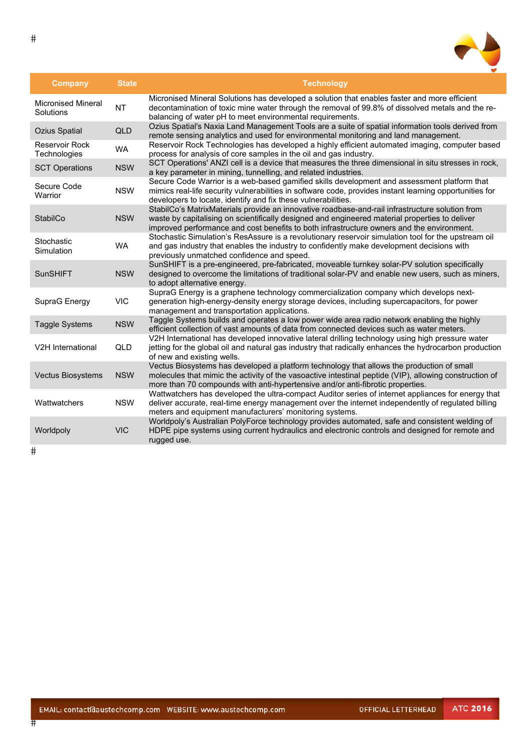#

| Company | State | Technology |
|---|---|---|
| Micronised Mineral Solutions | NT | Micronised Mineral Solutions has developed a solution that enables faster and more efficient decontamination of toxic mine water through the removal of 99.8% of dissolved metals and the re-balancing of water pH to meet environmental requirements. |
| Ozius Spatial | QLD | Ozius Spatial's Naxia Land Management Tools are a suite of spatial information tools derived from remote sensing analytics and used for environmental monitoring and land management. |
| Reservoir Rock Technologies | WA | Reservoir Rock Technologies has developed a highly efficient automated imaging, computer based process for analysis of core samples in the oil and gas industry. |
| SCT Operations | NSW | SCT Operations' ANZI cell is a device that measures the three dimensional in situ stresses in rock, a key parameter in mining, tunnelling, and related industries. |
| Secure Code Warrior | NSW | Secure Code Warrior is a web-based gamified skills development and assessment platform that mimics real-life security vulnerabilities in software code, provides instant learning opportunities for developers to locate, identify and fix these vulnerabilities. |
| StabilCo | NSW | StabilCo's MatrixMaterials provide an innovative roadbase-and-rail infrastructure solution from waste by capitalising on scientifically designed and engineered material properties to deliver improved performance and cost benefits to both infrastructure owners and the environment. |
| Stochastic Simulation | WA | Stochastic Simulation's ResAssure is a revolutionary reservoir simulation tool for the upstream oil and gas industry that enables the industry to confidently make development decisions with previously unmatched confidence and speed. |
| SunSHIFT | NSW | SunSHIFT is a pre-engineered, pre-fabricated, moveable turnkey solar-PV solution specifically designed to overcome the limitations of traditional solar-PV and enable new users, such as miners, to adopt alternative energy. |
| SupraG Energy | VIC | SupraG Energy is a graphene technology commercialization company which develops next-generation high-energy-density energy storage devices, including supercapacitors, for power management and transportation applications. |
| Taggle Systems | NSW | Taggle Systems builds and operates a low power wide area radio network enabling the highly efficient collection of vast amounts of data from connected devices such as water meters. |
| V2H International | QLD | V2H International has developed innovative lateral drilling technology using high pressure water jetting for the global oil and natural gas industry that radically enhances the hydrocarbon production of new and existing wells. |
| Vectus Biosystems | NSW | Vectus Biosystems has developed a platform technology that allows the production of small molecules that mimic the activity of the vasoactive intestinal peptide (VIP), allowing construction of more than 70 compounds with anti-hypertensive and/or anti-fibrotic properties. |
| Wattwatchers | NSW | Wattwatchers has developed the ultra-compact Auditor series of internet appliances for energy that deliver accurate, real-time energy management over the internet independently of regulated billing meters and equipment manufacturers' monitoring systems. |
| Worldpoly | VIC | Worldpoly's Australian PolyForce technology provides automated, safe and consistent welding of HDPE pipe systems using current hydraulics and electronic controls and designed for remote and rugged use. |

#

EMAIL: contact@austechcomp.com WEBSITE: www.austechcomp.com OFFICIAL LETTERHEAD ATC 2016

#